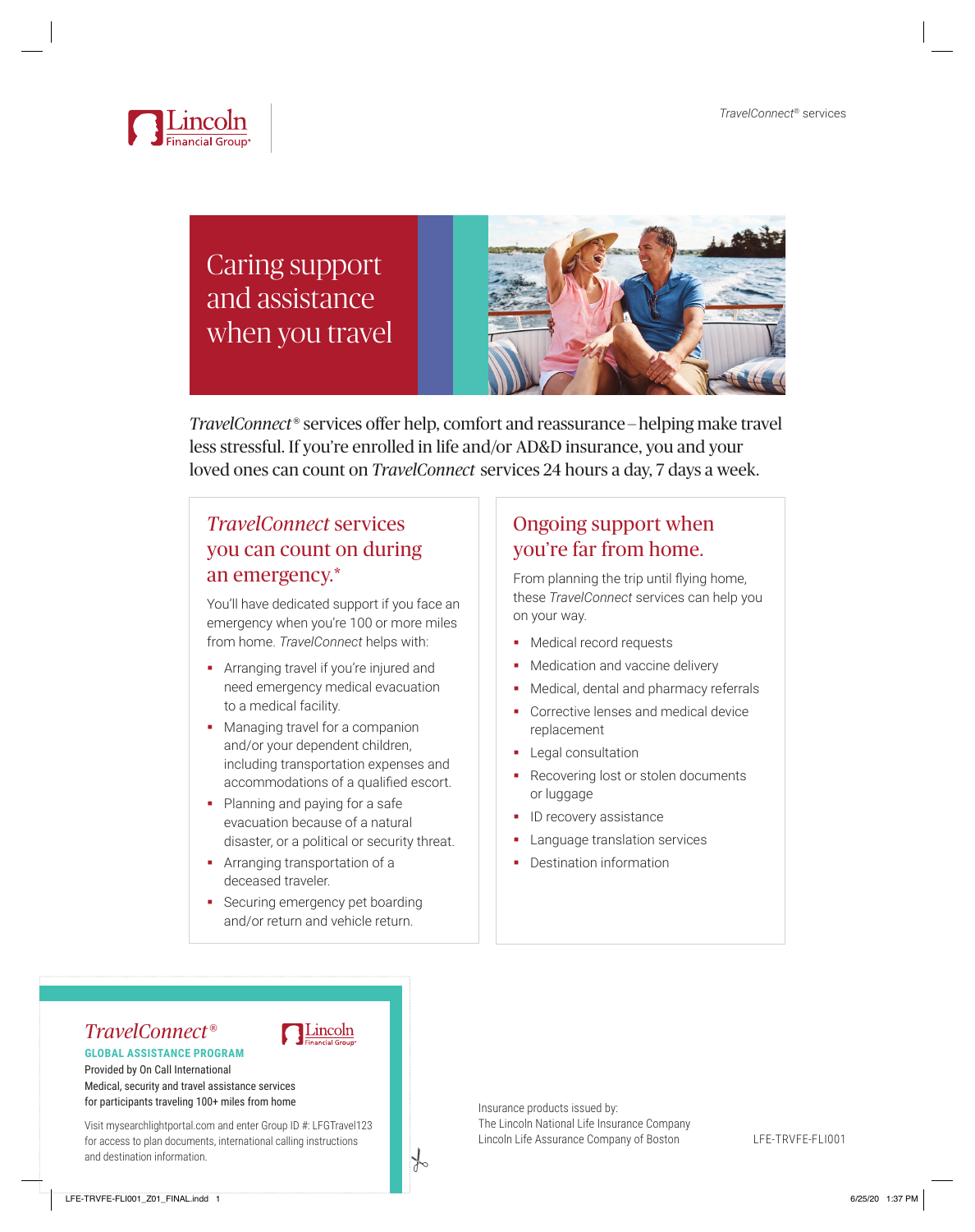Lincoln Financial Group®

# Caring support and assistance when you travel

*TravelConnect*® services offer help, comfort and reassurance – helping make travel less stressful. If you're enrolled in life and/or AD&D insurance, you and your loved ones can count on *TravelConnect* services 24 hours a day, 7 days a week.

## *TravelConnect* services you can count on during an emergency.*

You'll have dedicated support if you face an emergency when you're 100 or more miles from home. *TravelConnect* helps with:

- Arranging travel if you're injured and need emergency medical evacuation to a medical facility.
- Managing travel for a companion and/or your dependent children, including transportation expenses and accommodations of a qualified escort.
- Planning and paying for a safe evacuation because of a natural disaster, or a political or security threat.
- Arranging transportation of a deceased traveler.
- Securing emergency pet boarding and/or return and vehicle return.

## Ongoing support when you're far from home.

From planning the trip until flying home, these *TravelConnect* services can help you on your way.

- Medical record requests
- Medication and vaccine delivery
- Medical, dental and pharmacy referrals
- Corrective lenses and medical device replacement
- Legal consultation
- Recovering lost or stolen documents or luggage
- ID recovery assistance
- Language translation services
- Destination information

*TravelConnect*®

Lincoln Financial Group®

**GLOBAL ASSISTANCE PROGRAM**

Provided by On Call International

Medical, security and travel assistance services for participants traveling 100+ miles from home

Visit mysearchlightportal.com and enter Group ID #: LFGTravel123 for access to plan documents, international calling instructions and destination information.

Insurance products issued by:
The Lincoln National Life Insurance Company
Lincoln Life Assurance Company of Boston

LFE-TRVFE-FLI001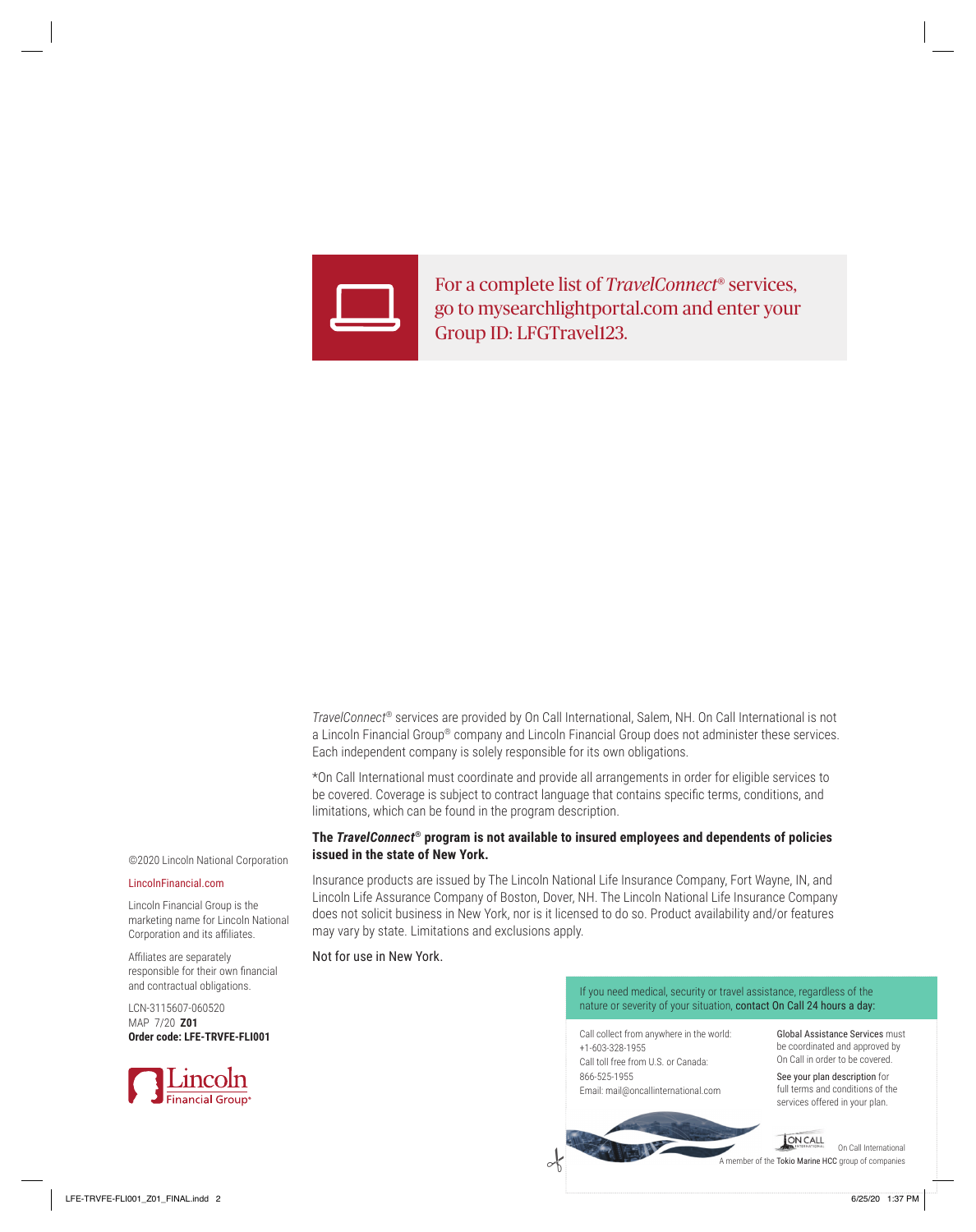For a complete list of *TravelConnect®* services, go to mysearchlightportal.com and enter your Group ID: LFGTravel123.

*TravelConnect®* services are provided by On Call International, Salem, NH. On Call International is not a Lincoln Financial Group® company and Lincoln Financial Group does not administer these services. Each independent company is solely responsible for its own obligations.

*On Call International must coordinate and provide all arrangements in order for eligible services to be covered. Coverage is subject to contract language that contains specific terms, conditions, and limitations, which can be found in the program description.

**The *TravelConnect®* program is not available to insured employees and dependents of policies issued in the state of New York.**

Insurance products are issued by The Lincoln National Life Insurance Company, Fort Wayne, IN, and Lincoln Life Assurance Company of Boston, Dover, NH. The Lincoln National Life Insurance Company does not solicit business in New York, nor is it licensed to do so. Product availability and/or features may vary by state. Limitations and exclusions apply.

Not for use in New York.

©2020 Lincoln National Corporation

LincolnFinancial.com

Lincoln Financial Group is the marketing name for Lincoln National Corporation and its affiliates.

Affiliates are separately responsible for their own financial and contractual obligations.

LCN-3115607-060520
MAP 7/20 **Z01**
**Order code: LFE-TRVFE-FLI001**

Lincoln Financial Group®

If you need medical, security or travel assistance, regardless of the nature or severity of your situation, contact On Call 24 hours a day:

Call collect from anywhere in the world:
+1-603-328-1955
Call toll free from U.S. or Canada:
866-525-1955
Email: mail@oncallinternational.com

Global Assistance Services must be coordinated and approved by On Call in order to be covered.

See your plan description for full terms and conditions of the services offered in your plan.

On Call International
A member of the Tokio Marine HCC group of companies